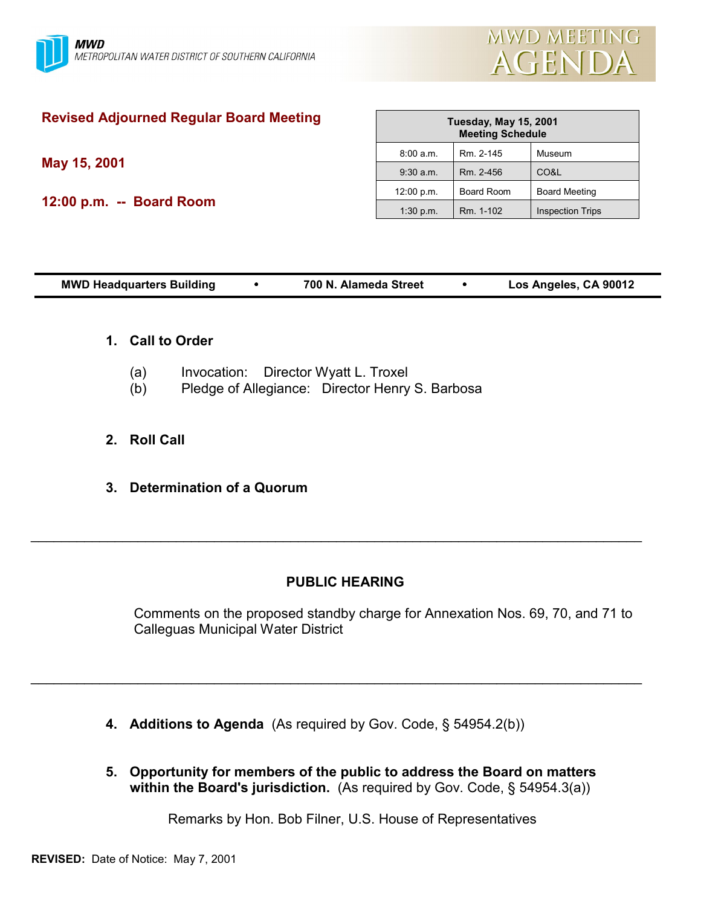MWD
METROPOLITAN WATER DISTRICT OF SOUTHERN CALIFORNIA

# MWD MEETING AGENDA

## Revised Adjourned Regular Board Meeting

**May 15, 2001**

**12:00 p.m. -- Board Room**

| Tuesday, May 15, 2001 Meeting Schedule | | |
|---|---|---|
| 8:00 a.m. | Rm. 2-145 | Museum |
| 9:30 a.m. | Rm. 2-456 | CO&L |
| 12:00 p.m. | Board Room | Board Meeting |
| 1:30 p.m. | Rm. 1-102 | Inspection Trips |

**MWD Headquarters Building • 700 N. Alameda Street • Los Angeles, CA 90012**

1. **Call to Order**

   (a) Invocation: Director Wyatt L. Troxel
   (b) Pledge of Allegiance: Director Henry S. Barbosa

2. **Roll Call**

3. **Determination of a Quorum**

---

**PUBLIC HEARING**

Comments on the proposed standby charge for Annexation Nos. 69, 70, and 71 to Calleguas Municipal Water District

---

4. **Additions to Agenda** (As required by Gov. Code, § 54954.2(b))

5. **Opportunity for members of the public to address the Board on matters within the Board's jurisdiction.** (As required by Gov. Code, § 54954.3(a))

   Remarks by Hon. Bob Filner, U.S. House of Representatives

**REVISED:** Date of Notice: May 7, 2001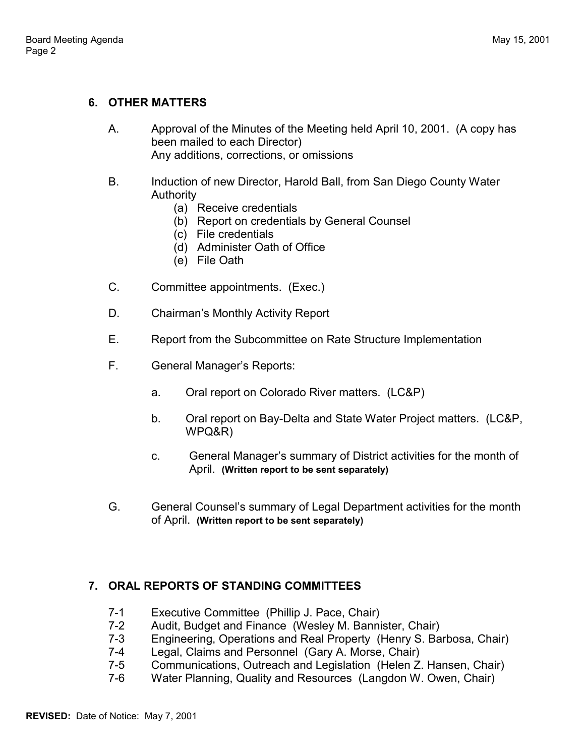## 6. OTHER MATTERS

A. Approval of the Minutes of the Meeting held April 10, 2001. (A copy has been mailed to each Director)
Any additions, corrections, or omissions

B. Induction of new Director, Harold Ball, from San Diego County Water Authority
   - (a) Receive credentials
   - (b) Report on credentials by General Counsel
   - (c) File credentials
   - (d) Administer Oath of Office
   - (e) File Oath

C. Committee appointments. (Exec.)

D. Chairman's Monthly Activity Report

E. Report from the Subcommittee on Rate Structure Implementation

F. General Manager's Reports:

   a. Oral report on Colorado River matters. (LC&P)

   b. Oral report on Bay-Delta and State Water Project matters. (LC&P, WPQ&R)

   c. General Manager's summary of District activities for the month of April. **(Written report to be sent separately)**

G. General Counsel's summary of Legal Department activities for the month of April. **(Written report to be sent separately)**

## 7. ORAL REPORTS OF STANDING COMMITTEES

7-1 Executive Committee (Phillip J. Pace, Chair)
7-2 Audit, Budget and Finance (Wesley M. Bannister, Chair)
7-3 Engineering, Operations and Real Property (Henry S. Barbosa, Chair)
7-4 Legal, Claims and Personnel (Gary A. Morse, Chair)
7-5 Communications, Outreach and Legislation (Helen Z. Hansen, Chair)
7-6 Water Planning, Quality and Resources (Langdon W. Owen, Chair)

**REVISED:** Date of Notice: May 7, 2001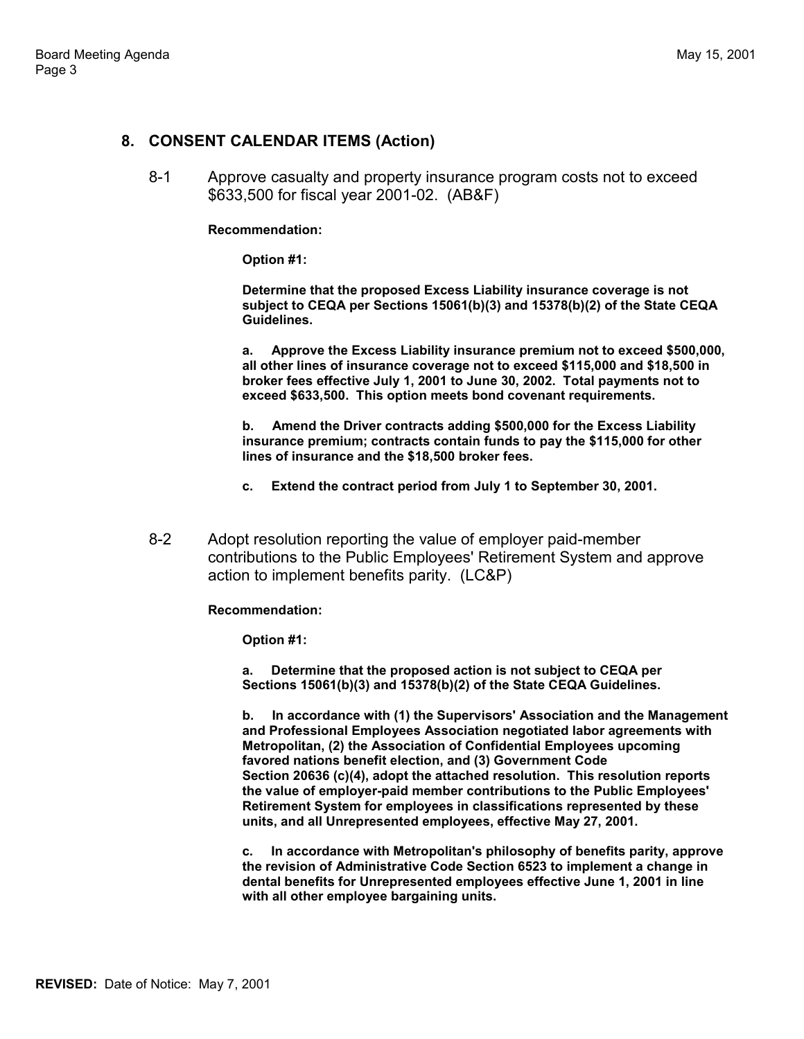## 8. CONSENT CALENDAR ITEMS (Action)

8-1 Approve casualty and property insurance program costs not to exceed $633,500 for fiscal year 2001-02. (AB&F)

**Recommendation:**

**Option #1:**

**Determine that the proposed Excess Liability insurance coverage is not subject to CEQA per Sections 15061(b)(3) and 15378(b)(2) of the State CEQA Guidelines.**

**a. Approve the Excess Liability insurance premium not to exceed $500,000, all other lines of insurance coverage not to exceed $115,000 and $18,500 in broker fees effective July 1, 2001 to June 30, 2002. Total payments not to exceed $633,500. This option meets bond covenant requirements.**

**b. Amend the Driver contracts adding $500,000 for the Excess Liability insurance premium; contracts contain funds to pay the $115,000 for other lines of insurance and the $18,500 broker fees.**

**c. Extend the contract period from July 1 to September 30, 2001.**

8-2 Adopt resolution reporting the value of employer paid-member contributions to the Public Employees' Retirement System and approve action to implement benefits parity. (LC&P)

**Recommendation:**

**Option #1:**

**a. Determine that the proposed action is not subject to CEQA per Sections 15061(b)(3) and 15378(b)(2) of the State CEQA Guidelines.**

**b. In accordance with (1) the Supervisors' Association and the Management and Professional Employees Association negotiated labor agreements with Metropolitan, (2) the Association of Confidential Employees upcoming favored nations benefit election, and (3) Government Code Section 20636 (c)(4), adopt the attached resolution. This resolution reports the value of employer-paid member contributions to the Public Employees' Retirement System for employees in classifications represented by these units, and all Unrepresented employees, effective May 27, 2001.**

**c. In accordance with Metropolitan's philosophy of benefits parity, approve the revision of Administrative Code Section 6523 to implement a change in dental benefits for Unrepresented employees effective June 1, 2001 in line with all other employee bargaining units.**

**REVISED:** Date of Notice: May 7, 2001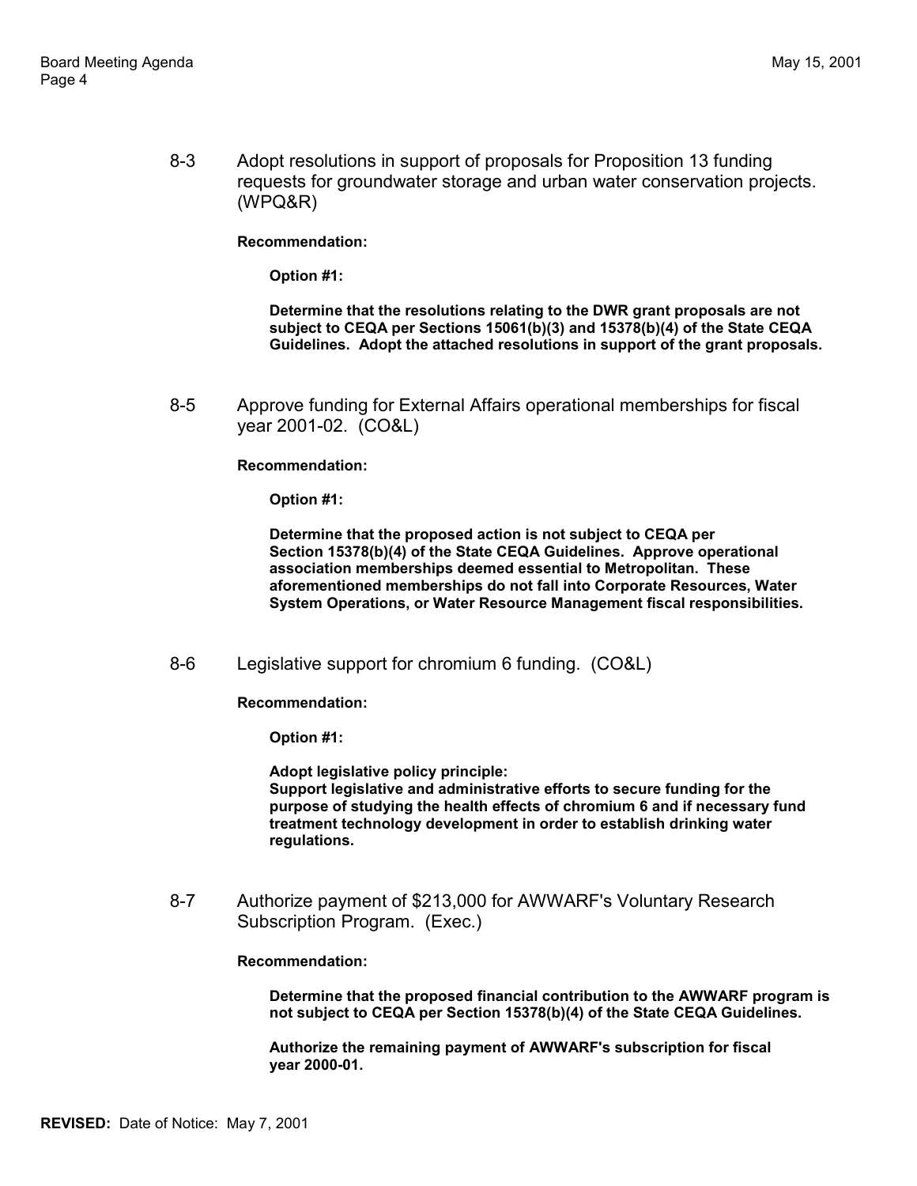8-3 Adopt resolutions in support of proposals for Proposition 13 funding requests for groundwater storage and urban water conservation projects. (WPQ&R)

**Recommendation:**

**Option #1:**

**Determine that the resolutions relating to the DWR grant proposals are not subject to CEQA per Sections 15061(b)(3) and 15378(b)(4) of the State CEQA Guidelines. Adopt the attached resolutions in support of the grant proposals.**

8-5 Approve funding for External Affairs operational memberships for fiscal year 2001-02. (CO&L)

**Recommendation:**

**Option #1:**

**Determine that the proposed action is not subject to CEQA per Section 15378(b)(4) of the State CEQA Guidelines. Approve operational association memberships deemed essential to Metropolitan. These aforementioned memberships do not fall into Corporate Resources, Water System Operations, or Water Resource Management fiscal responsibilities.**

8-6 Legislative support for chromium 6 funding. (CO&L)

**Recommendation:**

**Option #1:**

**Adopt legislative policy principle:**
**Support legislative and administrative efforts to secure funding for the purpose of studying the health effects of chromium 6 and if necessary fund treatment technology development in order to establish drinking water regulations.**

8-7 Authorize payment of $213,000 for AWWARF's Voluntary Research Subscription Program. (Exec.)

**Recommendation:**

**Determine that the proposed financial contribution to the AWWARF program is not subject to CEQA per Section 15378(b)(4) of the State CEQA Guidelines.**

**Authorize the remaining payment of AWWARF's subscription for fiscal year 2000-01.**

**REVISED:** Date of Notice: May 7, 2001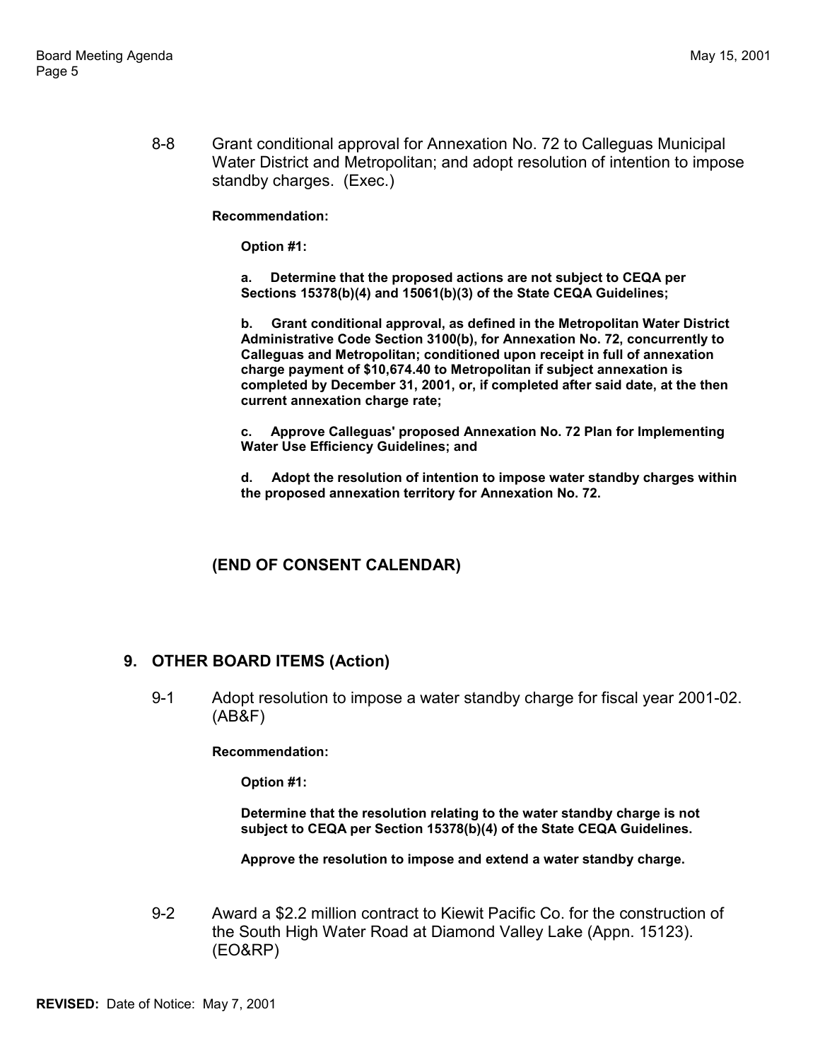8-8 Grant conditional approval for Annexation No. 72 to Calleguas Municipal Water District and Metropolitan; and adopt resolution of intention to impose standby charges. (Exec.)

**Recommendation:**

**Option #1:**

**a. Determine that the proposed actions are not subject to CEQA per Sections 15378(b)(4) and 15061(b)(3) of the State CEQA Guidelines;**

**b. Grant conditional approval, as defined in the Metropolitan Water District Administrative Code Section 3100(b), for Annexation No. 72, concurrently to Calleguas and Metropolitan; conditioned upon receipt in full of annexation charge payment of $10,674.40 to Metropolitan if subject annexation is completed by December 31, 2001, or, if completed after said date, at the then current annexation charge rate;**

**c. Approve Calleguas' proposed Annexation No. 72 Plan for Implementing Water Use Efficiency Guidelines; and**

**d. Adopt the resolution of intention to impose water standby charges within the proposed annexation territory for Annexation No. 72.**

**(END OF CONSENT CALENDAR)**

## 9. OTHER BOARD ITEMS (Action)

9-1 Adopt resolution to impose a water standby charge for fiscal year 2001-02. (AB&F)

**Recommendation:**

**Option #1:**

**Determine that the resolution relating to the water standby charge is not subject to CEQA per Section 15378(b)(4) of the State CEQA Guidelines.**

**Approve the resolution to impose and extend a water standby charge.**

9-2 Award a $2.2 million contract to Kiewit Pacific Co. for the construction of the South High Water Road at Diamond Valley Lake (Appn. 15123). (EO&RP)

**REVISED:** Date of Notice: May 7, 2001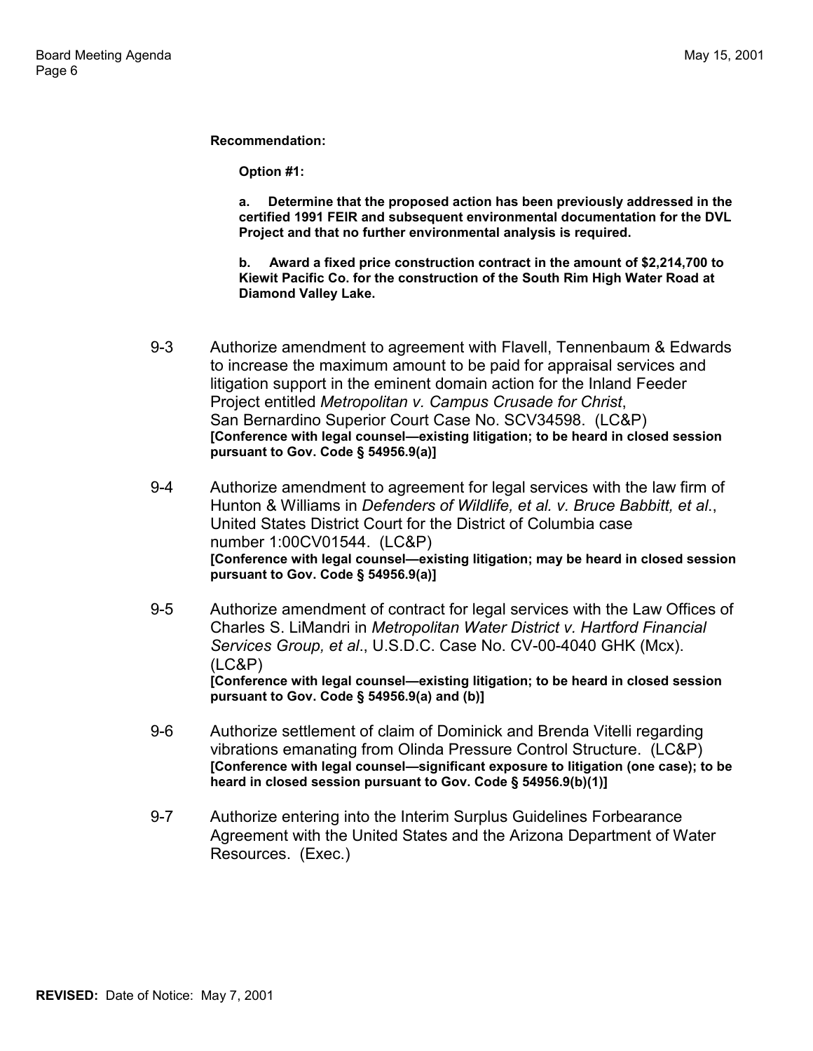**Recommendation:**

**Option #1:**

**a. Determine that the proposed action has been previously addressed in the certified 1991 FEIR and subsequent environmental documentation for the DVL Project and that no further environmental analysis is required.**

**b. Award a fixed price construction contract in the amount of $2,214,700 to Kiewit Pacific Co. for the construction of the South Rim High Water Road at Diamond Valley Lake.**

9-3 Authorize amendment to agreement with Flavell, Tennenbaum & Edwards to increase the maximum amount to be paid for appraisal services and litigation support in the eminent domain action for the Inland Feeder Project entitled *Metropolitan v. Campus Crusade for Christ*, San Bernardino Superior Court Case No. SCV34598. (LC&P)
**[Conference with legal counsel—existing litigation; to be heard in closed session pursuant to Gov. Code § 54956.9(a)]**

9-4 Authorize amendment to agreement for legal services with the law firm of Hunton & Williams in *Defenders of Wildlife, et al. v. Bruce Babbitt, et al.*, United States District Court for the District of Columbia case number 1:00CV01544. (LC&P)
**[Conference with legal counsel—existing litigation; may be heard in closed session pursuant to Gov. Code § 54956.9(a)]**

9-5 Authorize amendment of contract for legal services with the Law Offices of Charles S. LiMandri in *Metropolitan Water District v. Hartford Financial Services Group, et al*., U.S.D.C. Case No. CV-00-4040 GHK (Mcx). (LC&P)
**[Conference with legal counsel—existing litigation; to be heard in closed session pursuant to Gov. Code § 54956.9(a) and (b)]**

9-6 Authorize settlement of claim of Dominick and Brenda Vitelli regarding vibrations emanating from Olinda Pressure Control Structure. (LC&P)
**[Conference with legal counsel—significant exposure to litigation (one case); to be heard in closed session pursuant to Gov. Code § 54956.9(b)(1)]**

9-7 Authorize entering into the Interim Surplus Guidelines Forbearance Agreement with the United States and the Arizona Department of Water Resources. (Exec.)

**REVISED:** Date of Notice: May 7, 2001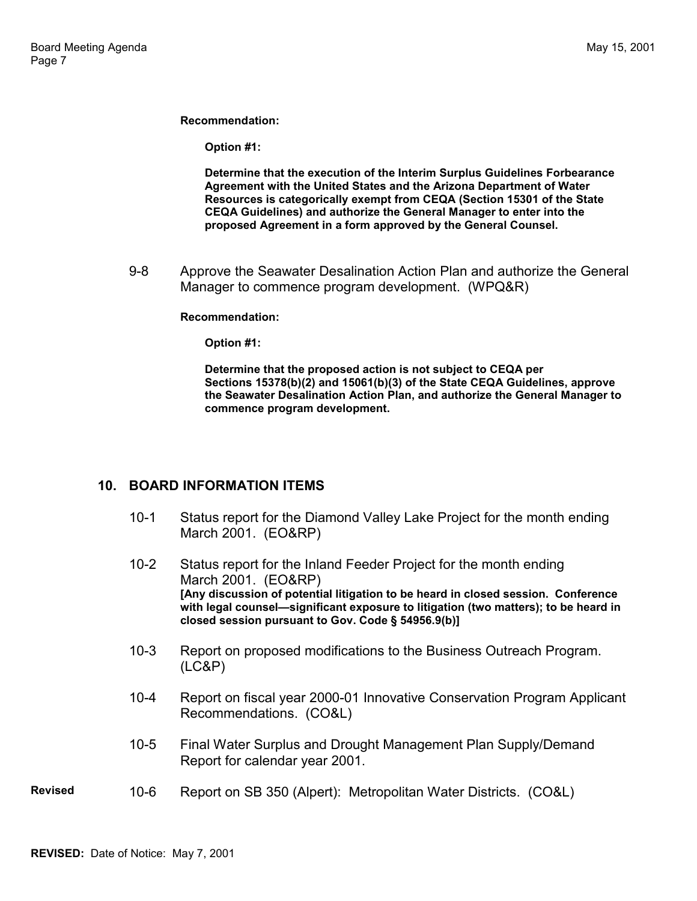**Recommendation:**

**Option #1:**

**Determine that the execution of the Interim Surplus Guidelines Forbearance Agreement with the United States and the Arizona Department of Water Resources is categorically exempt from CEQA (Section 15301 of the State CEQA Guidelines) and authorize the General Manager to enter into the proposed Agreement in a form approved by the General Counsel.**

9-8 Approve the Seawater Desalination Action Plan and authorize the General Manager to commence program development. (WPQ&R)

**Recommendation:**

**Option #1:**

**Determine that the proposed action is not subject to CEQA per Sections 15378(b)(2) and 15061(b)(3) of the State CEQA Guidelines, approve the Seawater Desalination Action Plan, and authorize the General Manager to commence program development.**

## 10. BOARD INFORMATION ITEMS

10-1 Status report for the Diamond Valley Lake Project for the month ending March 2001. (EO&RP)

10-2 Status report for the Inland Feeder Project for the month ending March 2001. (EO&RP)
**[Any discussion of potential litigation to be heard in closed session. Conference with legal counsel—significant exposure to litigation (two matters); to be heard in closed session pursuant to Gov. Code § 54956.9(b)]**

10-3 Report on proposed modifications to the Business Outreach Program. (LC&P)

10-4 Report on fiscal year 2000-01 Innovative Conservation Program Applicant Recommendations. (CO&L)

10-5 Final Water Surplus and Drought Management Plan Supply/Demand Report for calendar year 2001.

**Revised** 10-6 Report on SB 350 (Alpert): Metropolitan Water Districts. (CO&L)

**REVISED:** Date of Notice: May 7, 2001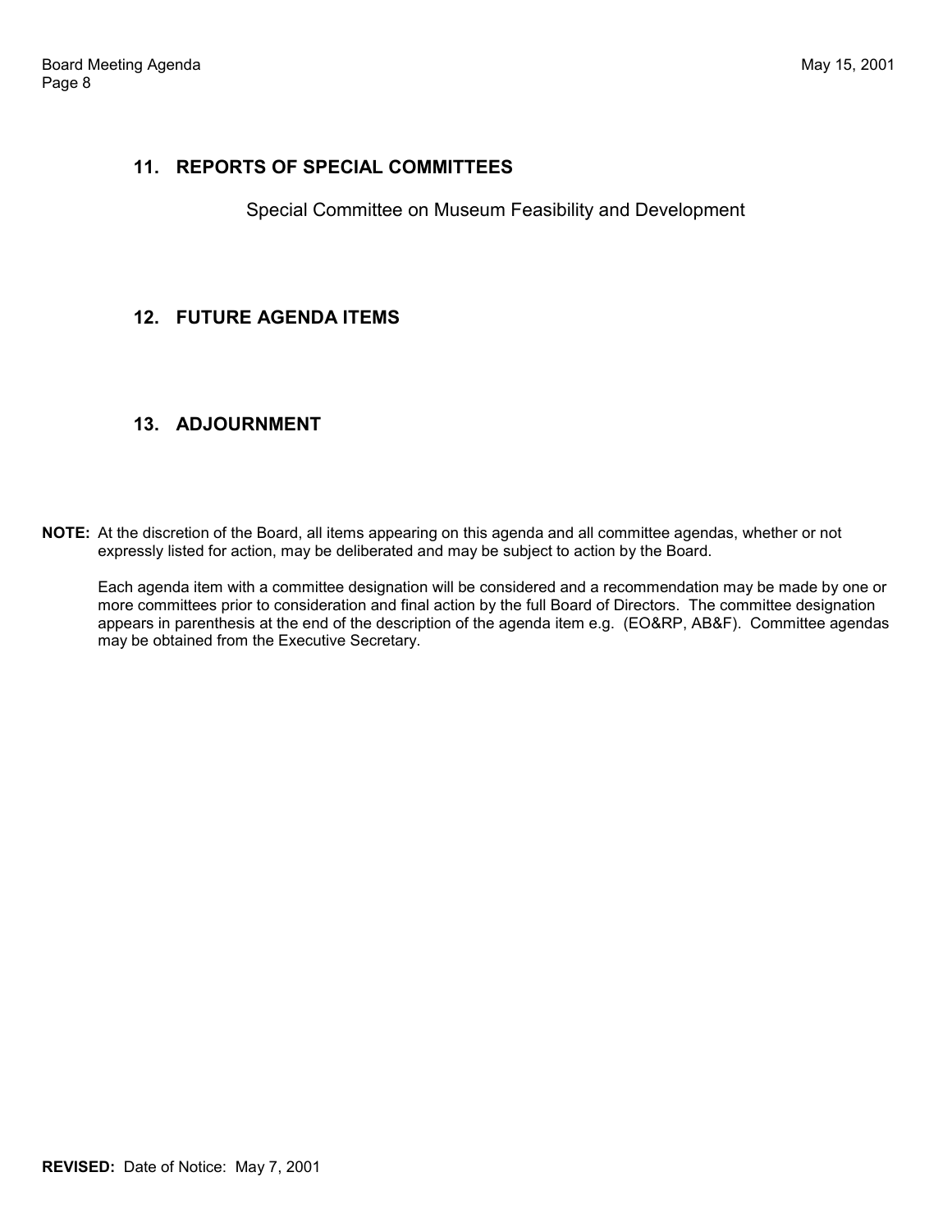## 11. REPORTS OF SPECIAL COMMITTEES

Special Committee on Museum Feasibility and Development

## 12. FUTURE AGENDA ITEMS

## 13. ADJOURNMENT

**NOTE:** At the discretion of the Board, all items appearing on this agenda and all committee agendas, whether or not expressly listed for action, may be deliberated and may be subject to action by the Board.

Each agenda item with a committee designation will be considered and a recommendation may be made by one or more committees prior to consideration and final action by the full Board of Directors. The committee designation appears in parenthesis at the end of the description of the agenda item e.g. (EO&RP, AB&F). Committee agendas may be obtained from the Executive Secretary.

**REVISED:** Date of Notice: May 7, 2001